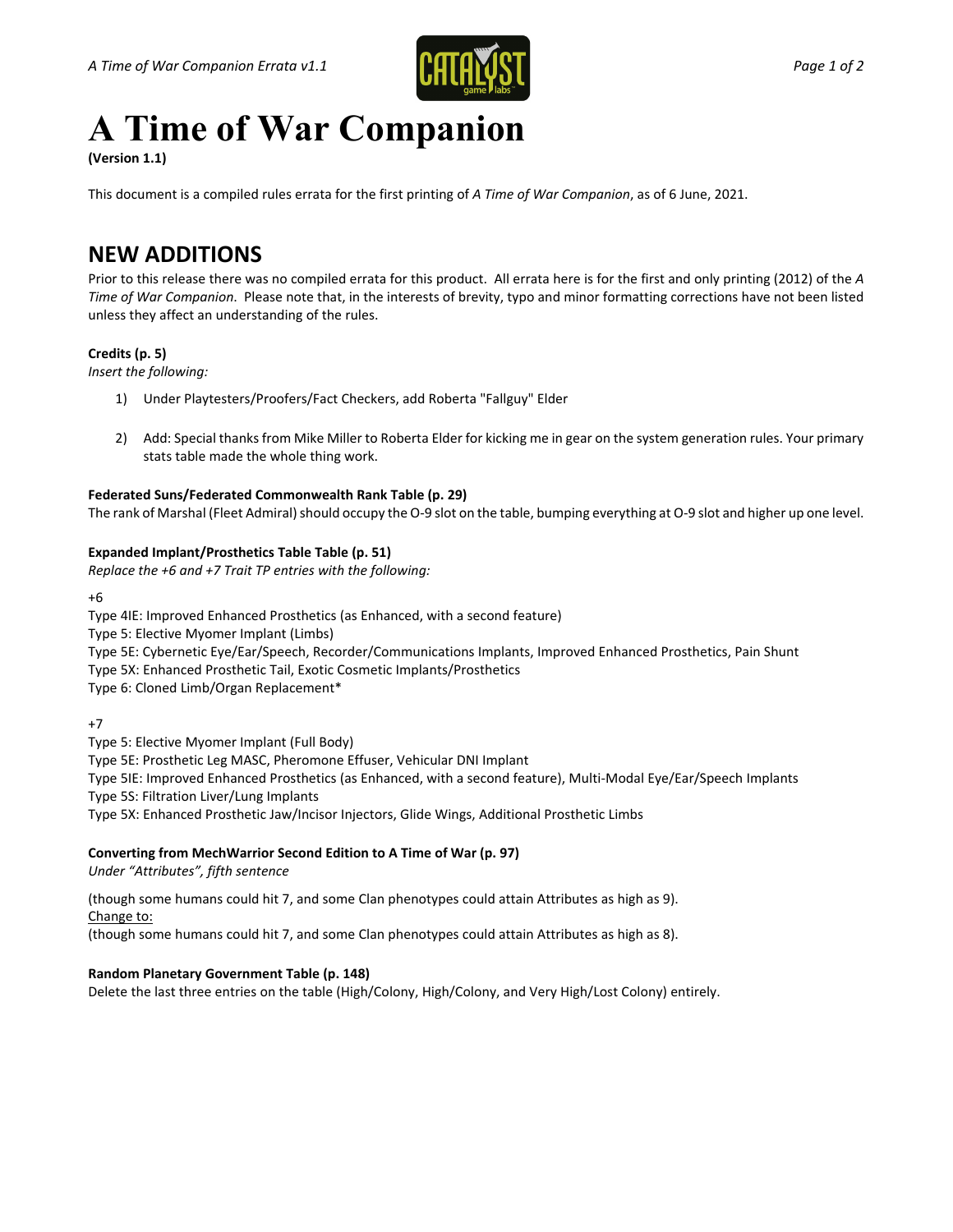# A Time of War Companion

**(Version 1.1)**

This document is a compiled rules errata for the first printing of *A Time of War Companion*, as of 6 June, 2021.

## NEW ADDITIONS

Prior to this release there was no compiled errata for this product. All errata here is for the first and only printing (2012) of the *A Time of War Companion*. Please note that, in the interests of brevity, typo and minor formatting corrections have not been listed unless they affect an understanding of the rules.

**Credits (p. 5)**

*Insert the following:*

1) Under Playtesters/Proofers/Fact Checkers, add Roberta "Fallguy" Elder

2) Add: Special thanks from Mike Miller to Roberta Elder for kicking me in gear on the system generation rules. Your primary stats table made the whole thing work.

**Federated Suns/Federated Commonwealth Rank Table (p. 29)**

The rank of Marshal (Fleet Admiral) should occupy the O-9 slot on the table, bumping everything at O-9 slot and higher up one level.

**Expanded Implant/Prosthetics Table Table (p. 51)**

*Replace the +6 and +7 Trait TP entries with the following:*

+6

Type 4IE: Improved Enhanced Prosthetics (as Enhanced, with a second feature)
Type 5: Elective Myomer Implant (Limbs)
Type 5E: Cybernetic Eye/Ear/Speech, Recorder/Communications Implants, Improved Enhanced Prosthetics, Pain Shunt
Type 5X: Enhanced Prosthetic Tail, Exotic Cosmetic Implants/Prosthetics
Type 6: Cloned Limb/Organ Replacement*

+7

Type 5: Elective Myomer Implant (Full Body)
Type 5E: Prosthetic Leg MASC, Pheromone Effuser, Vehicular DNI Implant
Type 5IE: Improved Enhanced Prosthetics (as Enhanced, with a second feature), Multi-Modal Eye/Ear/Speech Implants
Type 5S: Filtration Liver/Lung Implants
Type 5X: Enhanced Prosthetic Jaw/Incisor Injectors, Glide Wings, Additional Prosthetic Limbs

**Converting from MechWarrior Second Edition to A Time of War (p. 97)**

*Under "Attributes", fifth sentence*

(though some humans could hit 7, and some Clan phenotypes could attain Attributes as high as 9).

<u>Change to:</u>

(though some humans could hit 7, and some Clan phenotypes could attain Attributes as high as 8).

**Random Planetary Government Table (p. 148)**

Delete the last three entries on the table (High/Colony, High/Colony, and Very High/Lost Colony) entirely.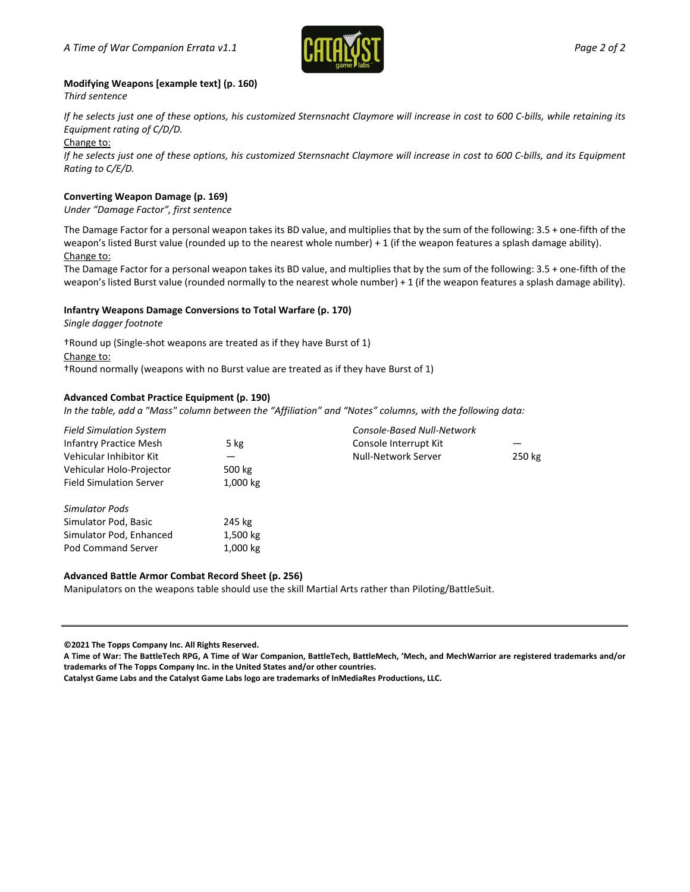**Modifying Weapons [example text] (p. 160)**

*Third sentence*

*If he selects just one of these options, his customized Sternsnacht Claymore will increase in cost to 600 C-bills, while retaining its Equipment rating of C/D/D.*

Change to:

*If he selects just one of these options, his customized Sternsnacht Claymore will increase in cost to 600 C-bills, and its Equipment Rating to C/E/D.*

**Converting Weapon Damage (p. 169)**

*Under "Damage Factor", first sentence*

The Damage Factor for a personal weapon takes its BD value, and multiplies that by the sum of the following: 3.5 + one-fifth of the weapon's listed Burst value (rounded up to the nearest whole number) + 1 (if the weapon features a splash damage ability).

Change to:

The Damage Factor for a personal weapon takes its BD value, and multiplies that by the sum of the following: 3.5 + one-fifth of the weapon's listed Burst value (rounded normally to the nearest whole number) + 1 (if the weapon features a splash damage ability).

**Infantry Weapons Damage Conversions to Total Warfare (p. 170)**

*Single dagger footnote*

†Round up (Single-shot weapons are treated as if they have Burst of 1)

Change to:

†Round normally (weapons with no Burst value are treated as if they have Burst of 1)

**Advanced Combat Practice Equipment (p. 190)**

*In the table, add a "Mass" column between the "Affiliation" and "Notes" columns, with the following data:*

| | |
|---|---|
| *Field Simulation System* | |
| Infantry Practice Mesh | 5 kg |
| Vehicular Inhibitor Kit | — |
| Vehicular Holo-Projector | 500 kg |
| Field Simulation Server | 1,000 kg |
| *Simulator Pods* | |
| Simulator Pod, Basic | 245 kg |
| Simulator Pod, Enhanced | 1,500 kg |
| Pod Command Server | 1,000 kg |
| *Console-Based Null-Network* | |
| Console Interrupt Kit | — |
| Null-Network Server | 250 kg |

**Advanced Battle Armor Combat Record Sheet (p. 256)**

Manipulators on the weapons table should use the skill Martial Arts rather than Piloting/BattleSuit.

---

**©2021 The Topps Company Inc. All Rights Reserved.**

**A Time of War: The BattleTech RPG, A Time of War Companion, BattleTech, BattleMech, 'Mech, and MechWarrior are registered trademarks and/or trademarks of The Topps Company Inc. in the United States and/or other countries.**

**Catalyst Game Labs and the Catalyst Game Labs logo are trademarks of InMediaRes Productions, LLC.**